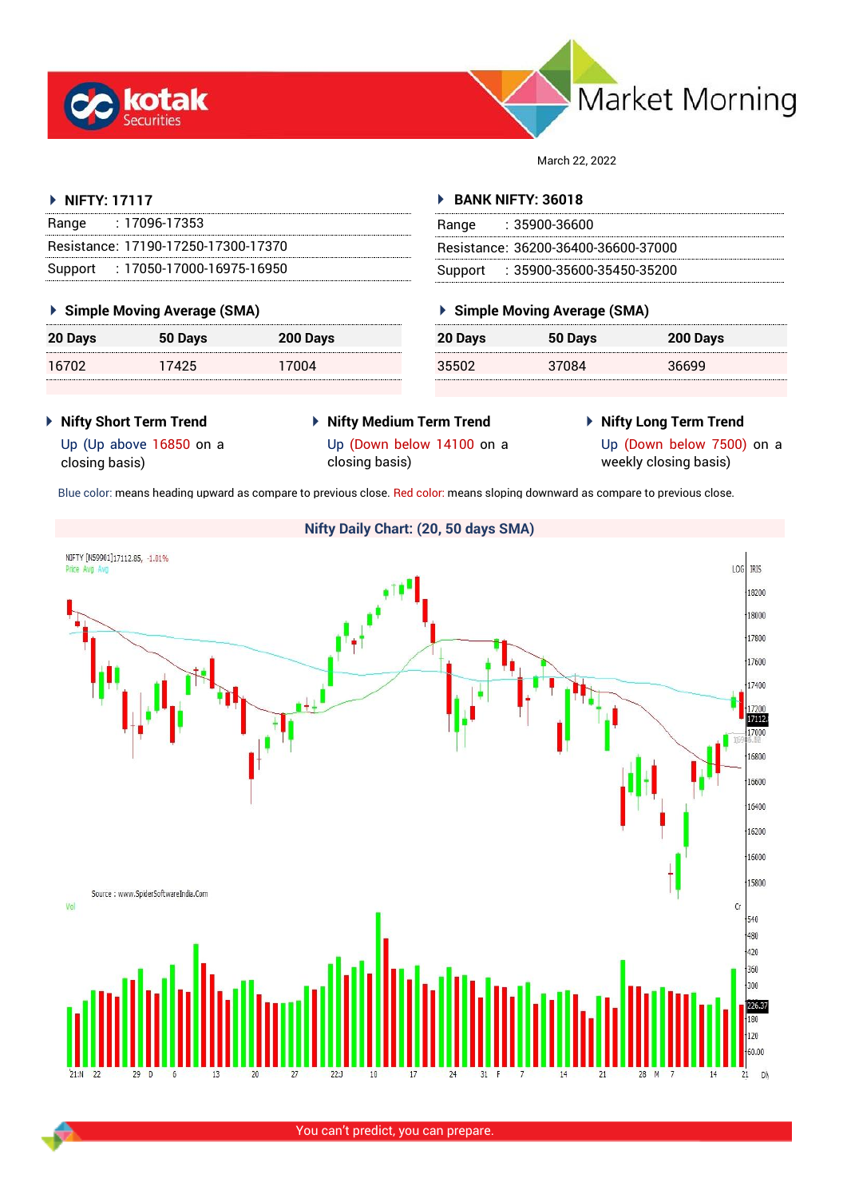# Market Morning

March 22, 2022

## NIFTY: 17117

Range : 17096-17353

Resistance: 17190-17250-17300-17370

Support : 17050-17000-16975-16950

### Simple Moving Average (SMA)

| 20 Days | 50 Days | 200 Days |
|---|---|---|
| 16702 | 17425 | 17004 |

## BANK NIFTY: 36018

Range : 35900-36600

Resistance: 36200-36400-36600-37000

Support : 35900-35600-35450-35200

### Simple Moving Average (SMA)

| 20 Days | 50 Days | 200 Days |
|---|---|---|
| 35502 | 37084 | 36699 |

### Nifty Short Term Trend

Up (Up above 16850 on a closing basis)

### Nifty Medium Term Trend

Up (Down below 14100 on a closing basis)

### Nifty Long Term Trend

Up (Down below 7500) on a weekly closing basis)

Blue color: means heading upward as compare to previous close. Red color: means sloping downward as compare to previous close.

### Nifty Daily Chart: (20, 50 days SMA)

Source : www.SpiderSoftwareIndia.Com

You can't predict, you can prepare.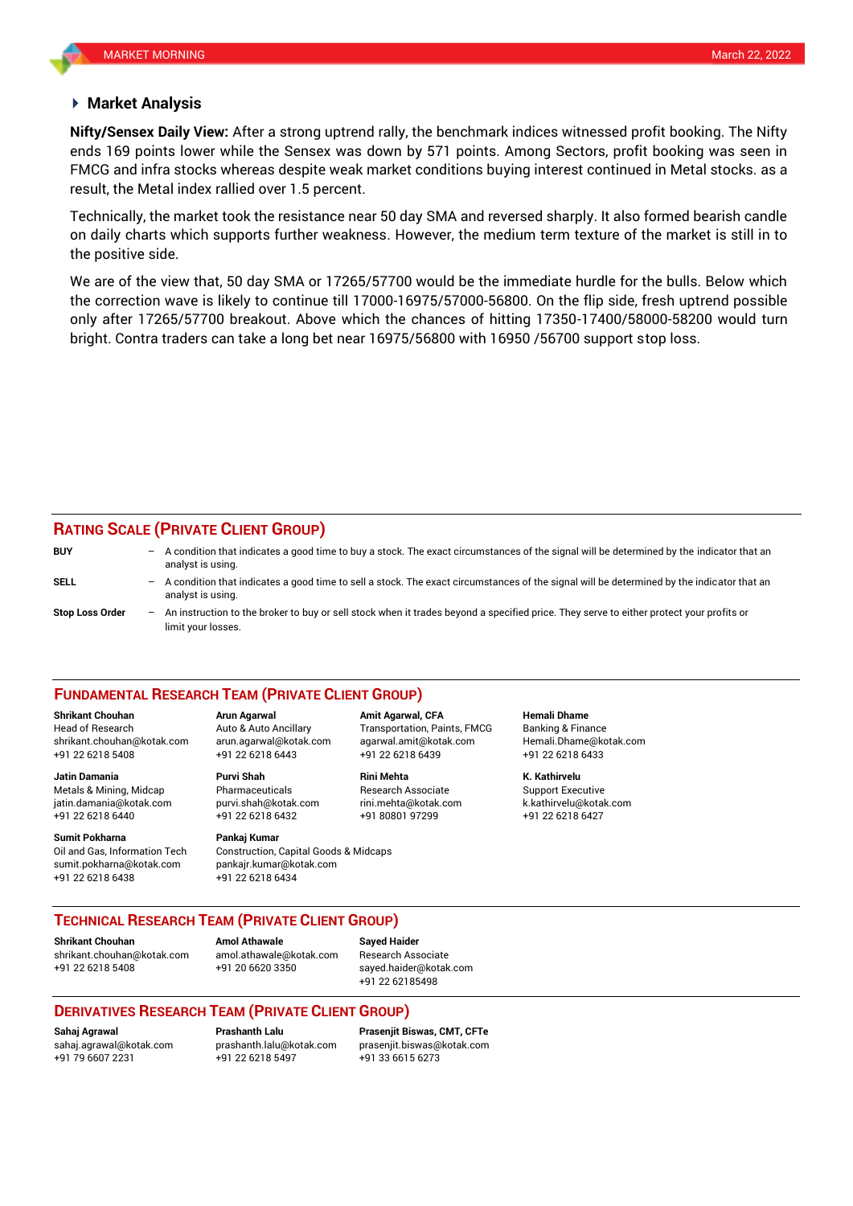## Market Analysis

**Nifty/Sensex Daily View:** After a strong uptrend rally, the benchmark indices witnessed profit booking. The Nifty ends 169 points lower while the Sensex was down by 571 points. Among Sectors, profit booking was seen in FMCG and infra stocks whereas despite weak market conditions buying interest continued in Metal stocks. as a result, the Metal index rallied over 1.5 percent.

Technically, the market took the resistance near 50 day SMA and reversed sharply. It also formed bearish candle on daily charts which supports further weakness. However, the medium term texture of the market is still in to the positive side.

We are of the view that, 50 day SMA or 17265/57700 would be the immediate hurdle for the bulls. Below which the correction wave is likely to continue till 17000-16975/57000-56800. On the flip side, fresh uptrend possible only after 17265/57700 breakout. Above which the chances of hitting 17350-17400/58000-58200 would turn bright. Contra traders can take a long bet near 16975/56800 with 16950 /56700 support stop loss.

## RATING SCALE (PRIVATE CLIENT GROUP)

**BUY** – A condition that indicates a good time to buy a stock. The exact circumstances of the signal will be determined by the indicator that an analyst is using.

**SELL** – A condition that indicates a good time to sell a stock. The exact circumstances of the signal will be determined by the indicator that an analyst is using.

**Stop Loss Order** – An instruction to the broker to buy or sell stock when it trades beyond a specified price. They serve to either protect your profits or limit your losses.

## FUNDAMENTAL RESEARCH TEAM (PRIVATE CLIENT GROUP)

**Shrikant Chouhan**
Head of Research
shrikant.chouhan@kotak.com
+91 22 6218 5408

**Arun Agarwal**
Auto & Auto Ancillary
arun.agarwal@kotak.com
+91 22 6218 6443

**Amit Agarwal, CFA**
Transportation, Paints, FMCG
agarwal.amit@kotak.com
+91 22 6218 6439

**Hemali Dhame**
Banking & Finance
Hemali.Dhame@kotak.com
+91 22 6218 6433

**Jatin Damania**
Metals & Mining, Midcap
jatin.damania@kotak.com
+91 22 6218 6440

**Purvi Shah**
Pharmaceuticals
purvi.shah@kotak.com
+91 22 6218 6432

**Rini Mehta**
Research Associate
rini.mehta@kotak.com
+91 80801 97299

**K. Kathirvelu**
Support Executive
k.kathirvelu@kotak.com
+91 22 6218 6427

**Sumit Pokharna**
Oil and Gas, Information Tech
sumit.pokharna@kotak.com
+91 22 6218 6438

**Pankaj Kumar**
Construction, Capital Goods & Midcaps
pankajr.kumar@kotak.com
+91 22 6218 6434

## TECHNICAL RESEARCH TEAM (PRIVATE CLIENT GROUP)

**Shrikant Chouhan**
shrikant.chouhan@kotak.com
+91 22 6218 5408

**Amol Athawale**
amol.athawale@kotak.com
+91 20 6620 3350

**Sayed Haider**
Research Associate
sayed.haider@kotak.com
+91 22 62185498

## DERIVATIVES RESEARCH TEAM (PRIVATE CLIENT GROUP)

**Sahaj Agrawal**
sahaj.agrawal@kotak.com
+91 79 6607 2231

**Prashanth Lalu**
prashanth.lalu@kotak.com
+91 22 6218 5497

**Prasenjit Biswas, CMT, CFTe**
prasenjit.biswas@kotak.com
+91 33 6615 6273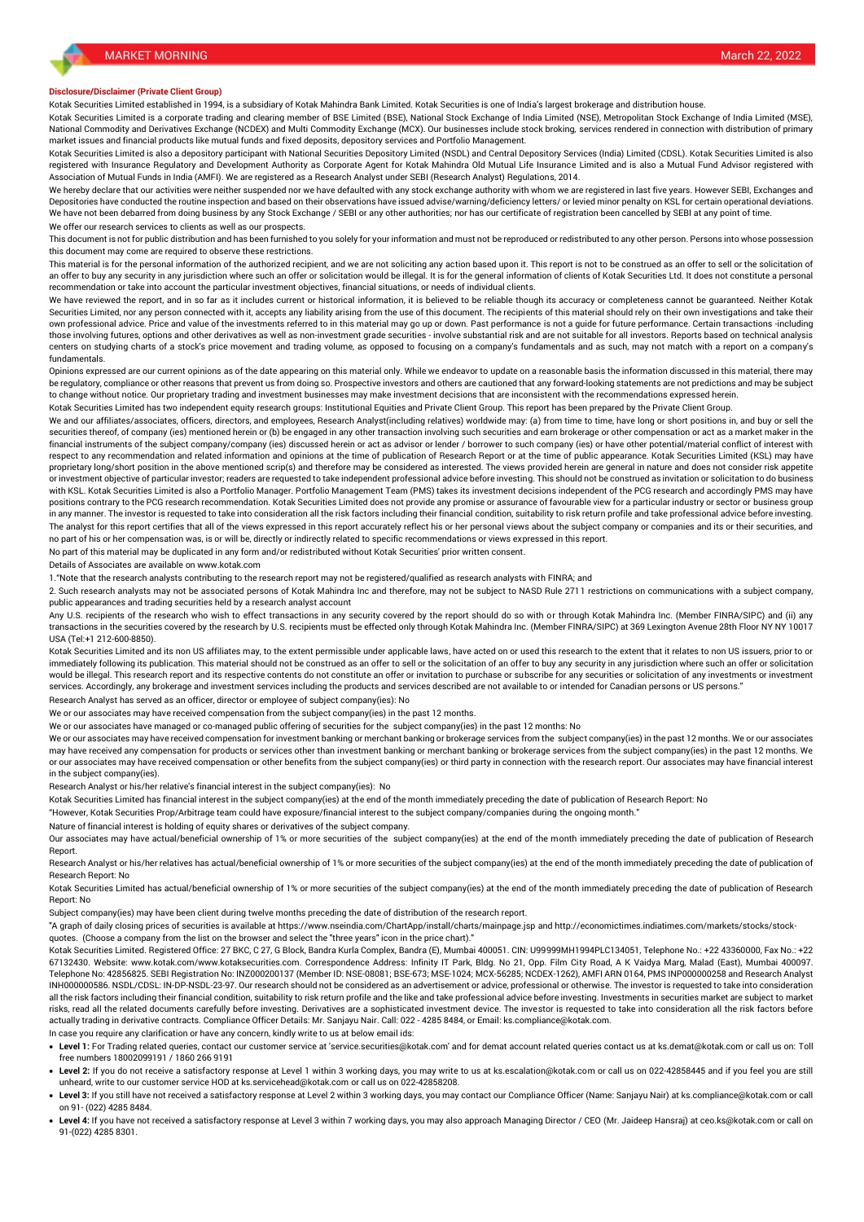**Disclosure/Disclaimer (Private Client Group)**

Kotak Securities Limited established in 1994, is a subsidiary of Kotak Mahindra Bank Limited. Kotak Securities is one of India's largest brokerage and distribution house.

Kotak Securities Limited is a corporate trading and clearing member of BSE Limited (BSE), National Stock Exchange of India Limited (NSE), Metropolitan Stock Exchange of India Limited (MSE), National Commodity and Derivatives Exchange (NCDEX) and Multi Commodity Exchange (MCX). Our businesses include stock broking, services rendered in connection with distribution of primary market issues and financial products like mutual funds and fixed deposits, depository services and Portfolio Management.

Kotak Securities Limited is also a depository participant with National Securities Depository Limited (NSDL) and Central Depository Services (India) Limited (CDSL). Kotak Securities Limited is also registered with Insurance Regulatory and Development Authority as Corporate Agent for Kotak Mahindra Old Mutual Life Insurance Limited and is also a Mutual Fund Advisor registered with Association of Mutual Funds in India (AMFI). We are registered as a Research Analyst under SEBI (Research Analyst) Regulations, 2014.

We hereby declare that our activities were neither suspended nor we have defaulted with any stock exchange authority with whom we are registered in last five years. However SEBI, Exchanges and Depositories have conducted the routine inspection and based on their observations have issued advise/warning/deficiency letters/ or levied minor penalty on KSL for certain operational deviations. We have not been debarred from doing business by any Stock Exchange / SEBI or any other authorities; nor has our certificate of registration been cancelled by SEBI at any point of time.

We offer our research services to clients as well as our prospects.

This document is not for public distribution and has been furnished to you solely for your information and must not be reproduced or redistributed to any other person. Persons into whose possession this document may come are required to observe these restrictions.

This material is for the personal information of the authorized recipient, and we are not soliciting any action based upon it. This report is not to be construed as an offer to sell or the solicitation of an offer to buy any security in any jurisdiction where such an offer or solicitation would be illegal. It is for the general information of clients of Kotak Securities Ltd. It does not constitute a personal recommendation or take into account the particular investment objectives, financial situations, or needs of individual clients.

We have reviewed the report, and in so far as it includes current or historical information, it is believed to be reliable though its accuracy or completeness cannot be guaranteed. Neither Kotak Securities Limited, nor any person connected with it, accepts any liability arising from the use of this document. The recipients of this material should rely on their own investigations and take their own professional advice. Price and value of the investments referred to in this material may go up or down. Past performance is not a guide for future performance. Certain transactions -including those involving futures, options and other derivatives as well as non-investment grade securities - involve substantial risk and are not suitable for all investors. Reports based on technical analysis centers on studying charts of a stock's price movement and trading volume, as opposed to focusing on a company's fundamentals and as such, may not match with a report on a company's fundamentals.

Opinions expressed are our current opinions as of the date appearing on this material only. While we endeavor to update on a reasonable basis the information discussed in this material, there may be regulatory, compliance or other reasons that prevent us from doing so. Prospective investors and others are cautioned that any forward-looking statements are not predictions and may be subject to change without notice. Our proprietary trading and investment businesses may make investment decisions that are inconsistent with the recommendations expressed herein.

Kotak Securities Limited has two independent equity research groups: Institutional Equities and Private Client Group. This report has been prepared by the Private Client Group.

We and our affiliates/associates, officers, directors, and employees, Research Analyst(including relatives) worldwide may: (a) from time to time, have long or short positions in, and buy or sell the securities thereof, of company (ies) mentioned herein or (b) be engaged in any other transaction involving such securities and earn brokerage or other compensation or act as a market maker in the financial instruments of the subject company/company (ies) discussed herein or act as advisor or lender / borrower to such company (ies) or have other potential/material conflict of interest with respect to any recommendation and related information and opinions at the time of publication of Research Report or at the time of public appearance. Kotak Securities Limited (KSL) may have proprietary long/short position in the above mentioned scrip(s) and therefore may be considered as interested. The views provided herein are general in nature and does not consider risk appetite or investment objective of particular investor; readers are requested to take independent professional advice before investing. This should not be construed as invitation or solicitation to do business with KSL. Kotak Securities Limited is also a Portfolio Manager. Portfolio Management Team (PMS) takes its investment decisions independent of the PCG research and accordingly PMS may have positions contrary to the PCG research recommendation. Kotak Securities Limited does not provide any promise or assurance of favourable view for a particular industry or sector or business group in any manner. The investor is requested to take into consideration all the risk factors including their financial condition, suitability to risk return profile and take professional advice before investing.

The analyst for this report certifies that all of the views expressed in this report accurately reflect his or her personal views about the subject company or companies and its or their securities, and no part of his or her compensation was, is or will be, directly or indirectly related to specific recommendations or views expressed in this report.

No part of this material may be duplicated in any form and/or redistributed without Kotak Securities' prior written consent.

Details of Associates are available on www.kotak.com

1."Note that the research analysts contributing to the research report may not be registered/qualified as research analysts with FINRA; and

2. Such research analysts may not be associated persons of Kotak Mahindra Inc and therefore, may not be subject to NASD Rule 2711 restrictions on communications with a subject company, public appearances and trading securities held by a research analyst account

Any U.S. recipients of the research who wish to effect transactions in any security covered by the report should do so with or through Kotak Mahindra Inc. (Member FINRA/SIPC) and (ii) any transactions in the securities covered by the research by U.S. recipients must be effected only through Kotak Mahindra Inc. (Member FINRA/SIPC) at 369 Lexington Avenue 28th Floor NY NY 10017 USA (Tel:+1 212-600-8850).

Kotak Securities Limited and its non US affiliates may, to the extent permissible under applicable laws, have acted on or used this research to the extent that it relates to non US issuers, prior to or immediately following its publication. This material should not be construed as an offer to sell or the solicitation of an offer to buy any security in any jurisdiction where such an offer or solicitation would be illegal. This research report and its respective contents do not constitute an offer or invitation to purchase or subscribe for any securities or solicitation of any investments or investment services. Accordingly, any brokerage and investment services including the products and services described are not available to or intended for Canadian persons or US persons."

Research Analyst has served as an officer, director or employee of subject company(ies): No

We or our associates may have received compensation from the subject company(ies) in the past 12 months.

We or our associates have managed or co-managed public offering of securities for the subject company(ies) in the past 12 months: No

We or our associates may have received compensation for investment banking or merchant banking or brokerage services from the subject company(ies) in the past 12 months. We or our associates may have received any compensation for products or services other than investment banking or merchant banking or brokerage services from the subject company(ies) in the past 12 months. We or our associates may have received compensation or other benefits from the subject company(ies) or third party in connection with the research report. Our associates may have financial interest in the subject company(ies).

Research Analyst or his/her relative's financial interest in the subject company(ies): No

Kotak Securities Limited has financial interest in the subject company(ies) at the end of the month immediately preceding the date of publication of Research Report: No

"However, Kotak Securities Prop/Arbitrage team could have exposure/financial interest to the subject company/companies during the ongoing month."

Nature of financial interest is holding of equity shares or derivatives of the subject company.

Our associates may have actual/beneficial ownership of 1% or more securities of the subject company(ies) at the end of the month immediately preceding the date of publication of Research Report.

Research Analyst or his/her relatives has actual/beneficial ownership of 1% or more securities of the subject company(ies) at the end of the month immediately preceding the date of publication of Research Report: No

Kotak Securities Limited has actual/beneficial ownership of 1% or more securities of the subject company(ies) at the end of the month immediately preceding the date of publication of Research Report: No

Subject company(ies) may have been client during twelve months preceding the date of distribution of the research report.

"A graph of daily closing prices of securities is available at https://www.nseindia.com/ChartApp/install/charts/mainpage.jsp and http://economictimes.indiatimes.com/markets/stocks/stock-quotes. (Choose a company from the list on the browser and select the "three years" icon in the price chart)."

Kotak Securities Limited. Registered Office: 27 BKC, C 27, G Block, Bandra Kurla Complex, Bandra (E), Mumbai 400051. CIN: U99999MH1994PLC134051, Telephone No.: +22 43360000, Fax No.: +22 67132430. Website: www.kotak.com/www.kotaksecurities.com. Correspondence Address: Infinity IT Park, Bldg. No 21, Opp. Film City Road, A K Vaidya Marg, Malad (East), Mumbai 400097. Telephone No: 42856825. SEBI Registration No: INZ000200137 (Member ID: NSE-08081; BSE-673; MSE-1024; MCX-56285; NCDEX-1262), AMFI ARN 0164, PMS INP000000258 and Research Analyst INH000000586. NSDL/CDSL: IN-DP-NSDL-23-97. Our research should not be considered as an advertisement or advice, professional or otherwise. The investor is requested to take into consideration all the risk factors including their financial condition, suitability to risk return profile and the like and take professional advice before investing. Investments in securities market are subject to market risks, read all the related documents carefully before investing. Derivatives are a sophisticated investment device. The investor is requested to take into consideration all the risk factors before actually trading in derivative contracts. Compliance Officer Details: Mr. Sanjayu Nair. Call: 022 - 4285 8484, or Email: ks.compliance@kotak.com.

In case you require any clarification or have any concern, kindly write to us at below email ids:

- **Level 1:** For Trading related queries, contact our customer service at 'service.securities@kotak.com' and for demat account related queries contact us at ks.demat@kotak.com or call us on: Toll free numbers 18002099191 / 1860 266 9191
- **Level 2:** If you do not receive a satisfactory response at Level 1 within 3 working days, you may write to us at ks.escalation@kotak.com or call us on 022-42858445 and if you feel you are still unheard, write to our customer service HOD at ks.servicehead@kotak.com or call us on 022-42858208.
- **Level 3:** If you still have not received a satisfactory response at Level 2 within 3 working days, you may contact our Compliance Officer (Name: Sanjayu Nair) at ks.compliance@kotak.com or call on 91- (022) 4285 8484.
- **Level 4:** If you have not received a satisfactory response at Level 3 within 7 working days, you may also approach Managing Director / CEO (Mr. Jaideep Hansraj) at ceo.ks@kotak.com or call on 91-(022) 4285 8301.